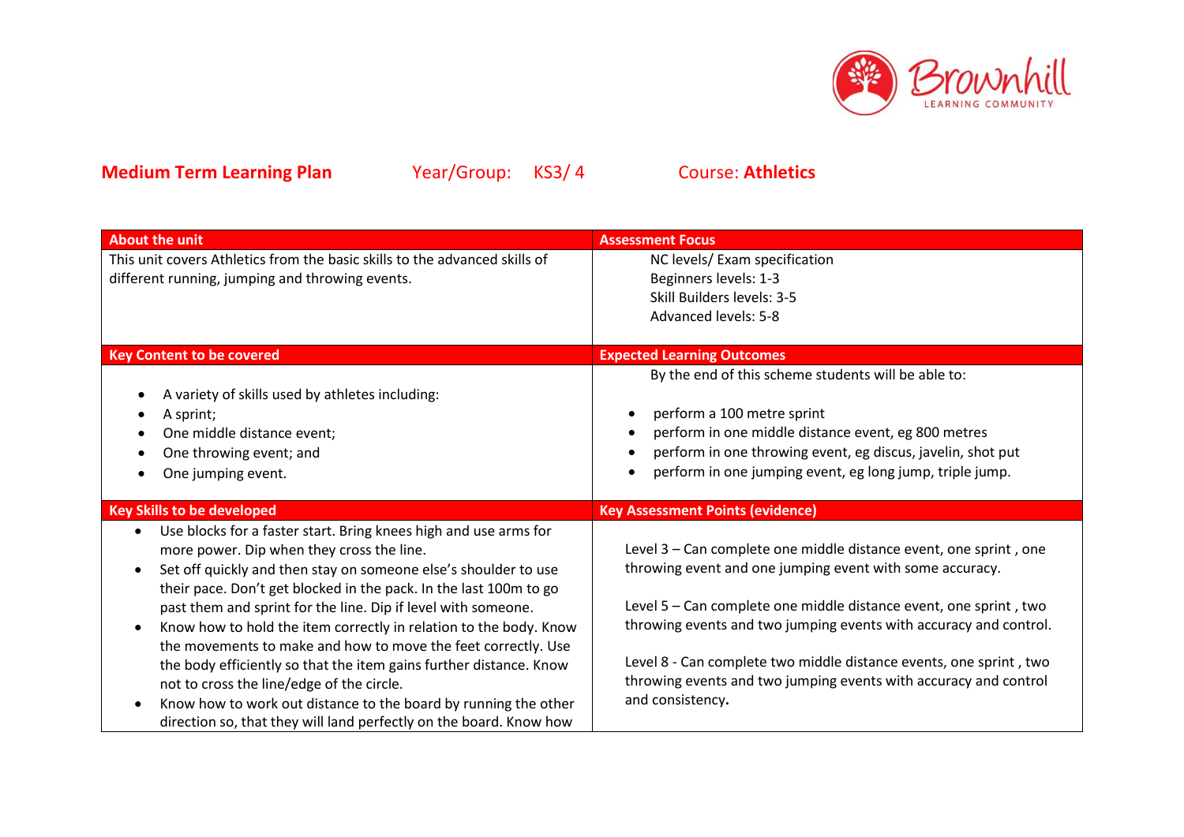**Medium Term Learning Plan** Year/Group: KS3/ 4 Course: **Athletics**

| About the unit | Assessment Focus |
|---|---|
| This unit covers Athletics from the basic skills to the advanced skills of different running, jumping and throwing events. | NC levels/ Exam specification<br>Beginners levels: 1-3<br>Skill Builders levels: 3-5<br>Advanced levels: 5-8 |
| **Key Content to be covered** | **Expected Learning Outcomes** |
| • A variety of skills used by athletes including:<br>• A sprint;<br>• One middle distance event;<br>• One throwing event; and<br>• One jumping event. | By the end of this scheme students will be able to:<br>• perform a 100 metre sprint<br>• perform in one middle distance event, eg 800 metres<br>• perform in one throwing event, eg discus, javelin, shot put<br>• perform in one jumping event, eg long jump, triple jump. |
| **Key Skills to be developed** | **Key Assessment Points (evidence)** |
| • Use blocks for a faster start. Bring knees high and use arms for more power. Dip when they cross the line.<br>• Set off quickly and then stay on someone else's shoulder to use their pace. Don't get blocked in the pack. In the last 100m to go past them and sprint for the line. Dip if level with someone.<br>• Know how to hold the item correctly in relation to the body. Know the movements to make and how to move the feet correctly. Use the body efficiently so that the item gains further distance. Know not to cross the line/edge of the circle.<br>• Know how to work out distance to the board by running the other direction so, that they will land perfectly on the board. Know how | Level 3 – Can complete one middle distance event, one sprint , one throwing event and one jumping event with some accuracy.<br><br>Level 5 – Can complete one middle distance event, one sprint , two throwing events and two jumping events with accuracy and control.<br><br>Level 8 - Can complete two middle distance events, one sprint , two throwing events and two jumping events with accuracy and control and consistency**.** |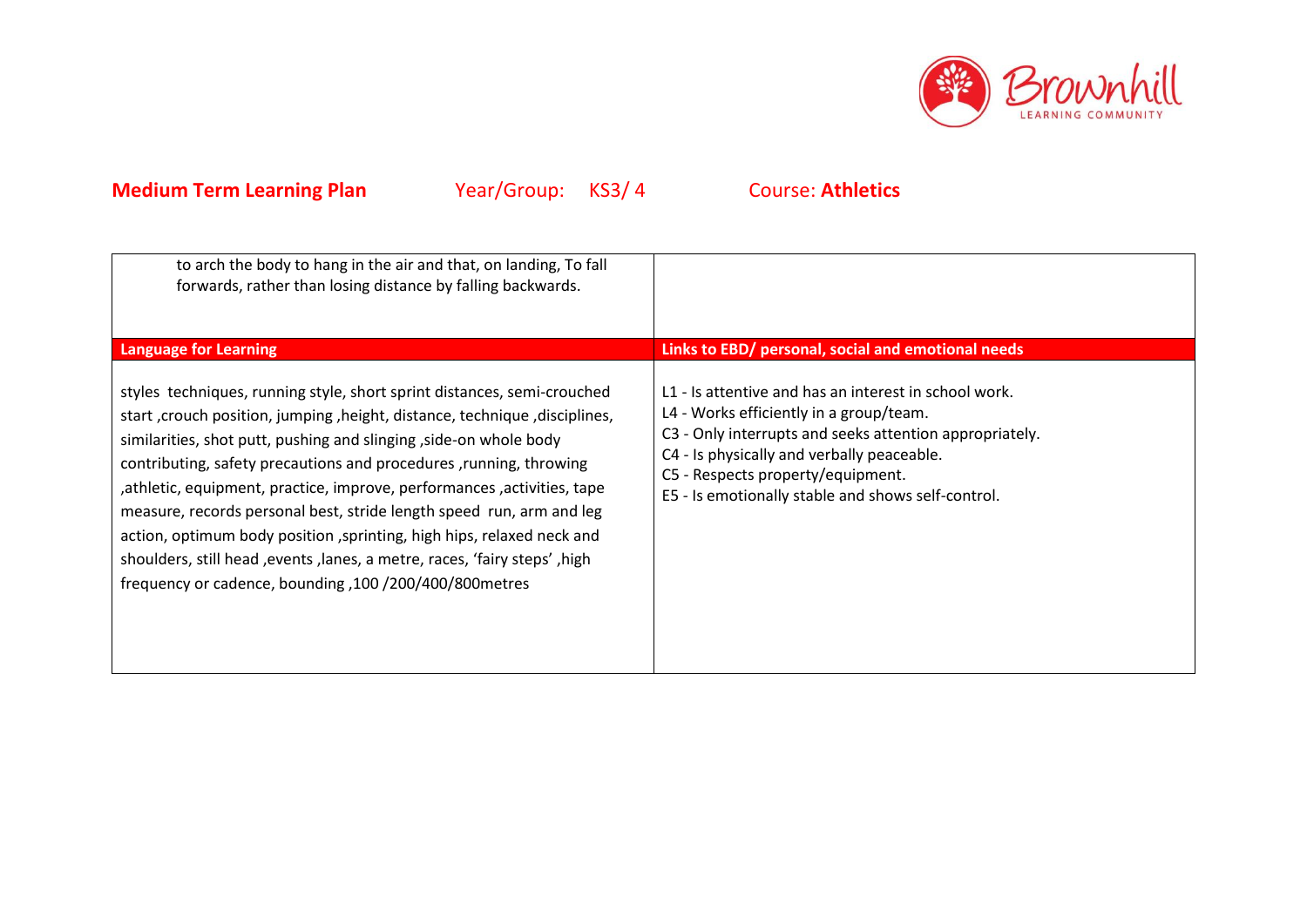**Medium Term Learning Plan** Year/Group: KS3/ 4 Course: **Athletics**

| | |
|---|---|
| to arch the body to hang in the air and that, on landing, To fall forwards, rather than losing distance by falling backwards. | |
| **Language for Learning** | **Links to EBD/ personal, social and emotional needs** |
| styles techniques, running style, short sprint distances, semi-crouched start ,crouch position, jumping ,height, distance, technique ,disciplines, similarities, shot putt, pushing and slinging ,side-on whole body contributing, safety precautions and procedures ,running, throwing ,athletic, equipment, practice, improve, performances ,activities, tape measure, records personal best, stride length speed run, arm and leg action, optimum body position ,sprinting, high hips, relaxed neck and shoulders, still head ,events ,lanes, a metre, races, 'fairy steps' ,high frequency or cadence, bounding ,100 /200/400/800metres | L1 - Is attentive and has an interest in school work.<br>L4 - Works efficiently in a group/team.<br>C3 - Only interrupts and seeks attention appropriately.<br>C4 - Is physically and verbally peaceable.<br>C5 - Respects property/equipment.<br>E5 - Is emotionally stable and shows self-control. |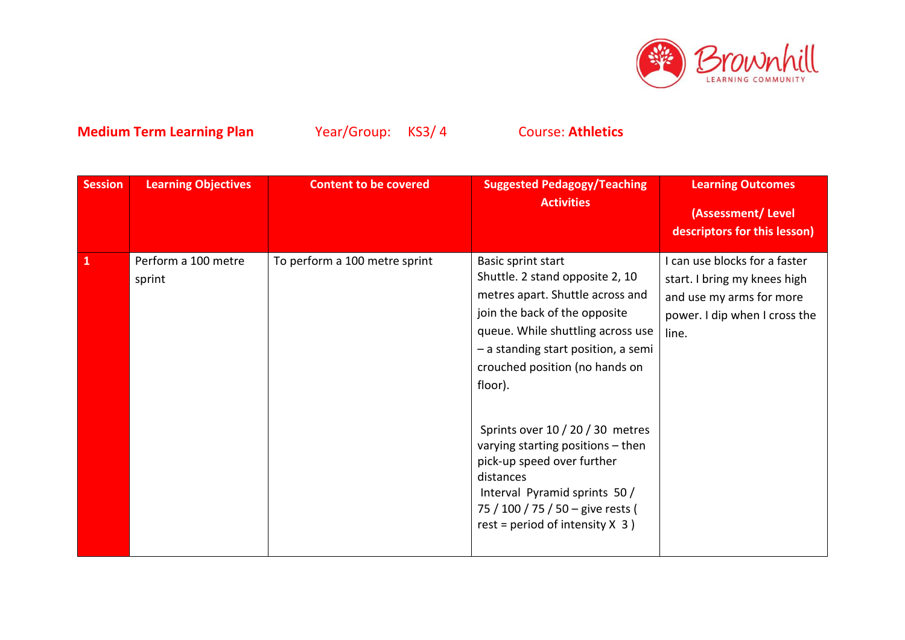**Medium Term Learning Plan** Year/Group: KS3/ 4 Course: **Athletics**

| Session | Learning Objectives | Content to be covered | Suggested Pedagogy/Teaching Activities | Learning Outcomes (Assessment/ Level descriptors for this lesson) |
|---|---|---|---|---|
| 1 | Perform a 100 metre sprint | To perform a 100 metre sprint | Basic sprint start<br>Shuttle. 2 stand opposite 2, 10 metres apart. Shuttle across and join the back of the opposite queue. While shuttling across use – a standing start position, a semi crouched position (no hands on floor).<br><br>Sprints over 10 / 20 / 30 metres varying starting positions – then pick-up speed over further distances<br>Interval Pyramid sprints 50 / 75 / 100 / 75 / 50 – give rests ( rest = period of intensity X 3 ) | I can use blocks for a faster start. I bring my knees high and use my arms for more power. I dip when I cross the line. |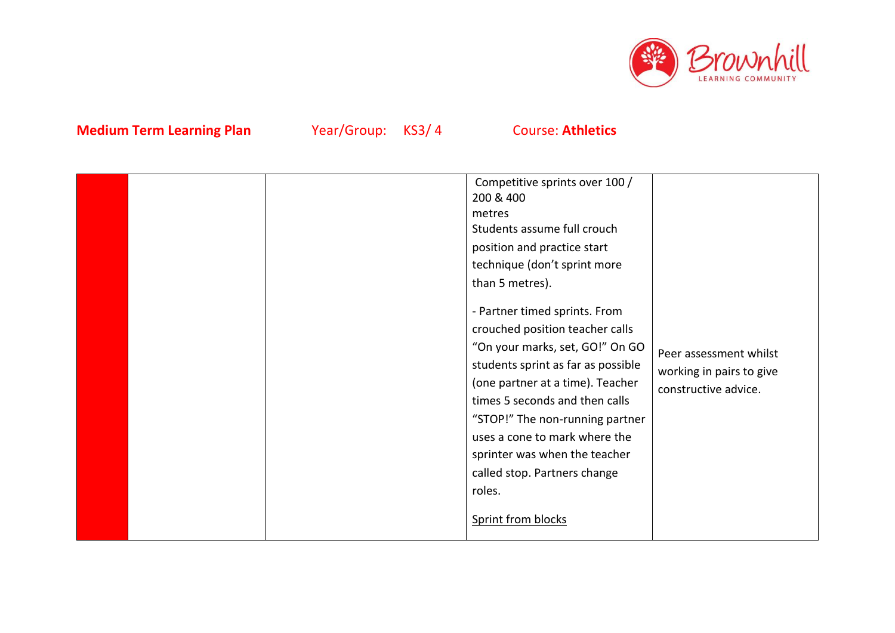**Medium Term Learning Plan** Year/Group: KS3/ 4 Course: **Athletics**

| | | | | |
|---|---|---|---|---|
| | | | Competitive sprints over 100 / 200 & 400 metres<br>Students assume full crouch position and practice start technique (don't sprint more than 5 metres).<br><br>- Partner timed sprints. From crouched position teacher calls "On your marks, set, GO!" On GO students sprint as far as possible (one partner at a time). Teacher times 5 seconds and then calls "STOP!" The non-running partner uses a cone to mark where the sprinter was when the teacher called stop. Partners change roles.<br><br>Sprint from blocks | Peer assessment whilst working in pairs to give constructive advice. |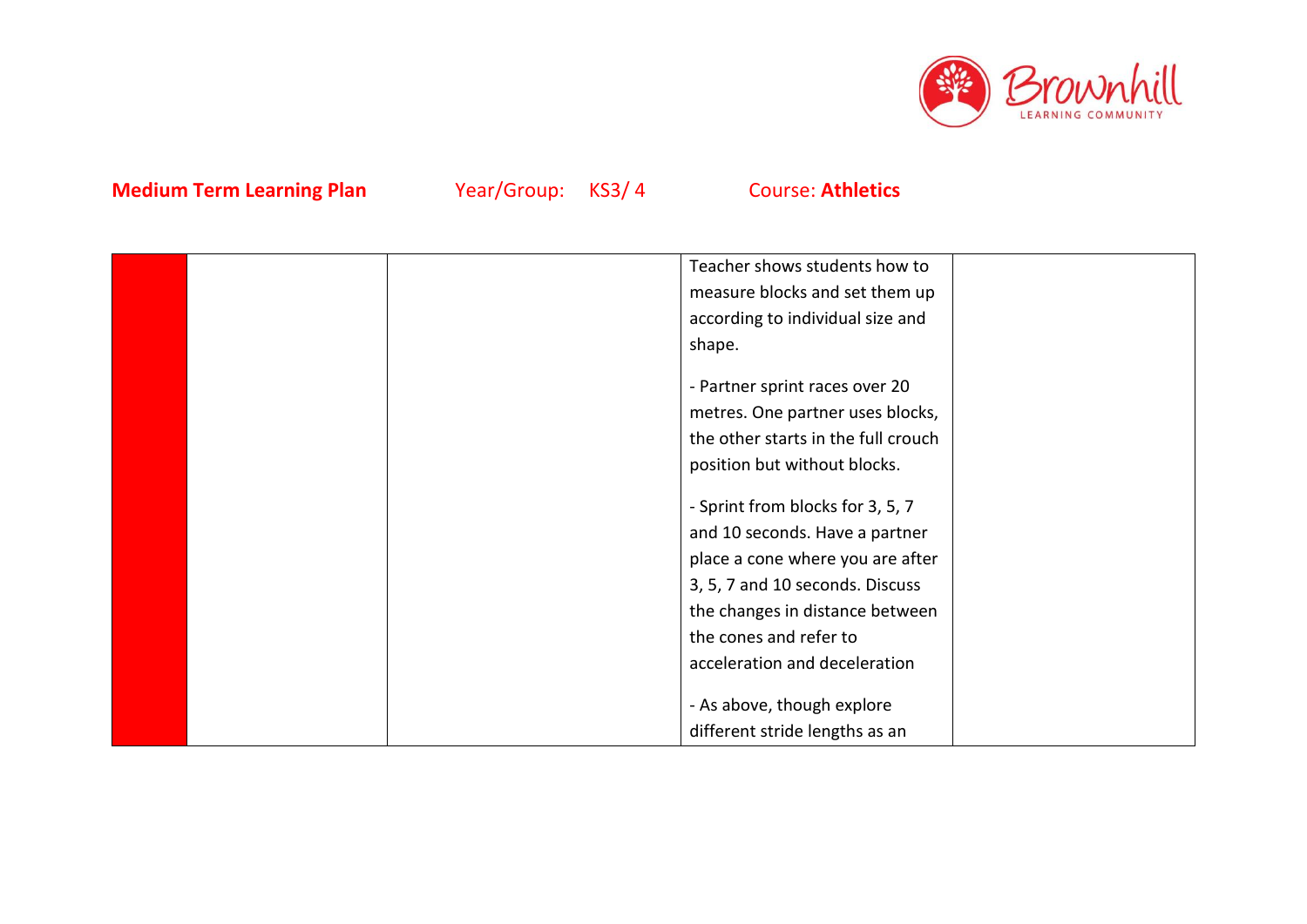**Medium Term Learning Plan** Year/Group: KS3/ 4 Course: **Athletics**

| | | | | |
|---|---|---|---|---|
| | | | Teacher shows students how to measure blocks and set them up according to individual size and shape.<br><br>- Partner sprint races over 20 metres. One partner uses blocks, the other starts in the full crouch position but without blocks.<br><br>- Sprint from blocks for 3, 5, 7 and 10 seconds. Have a partner place a cone where you are after 3, 5, 7 and 10 seconds. Discuss the changes in distance between the cones and refer to acceleration and deceleration<br><br>- As above, though explore different stride lengths as an | |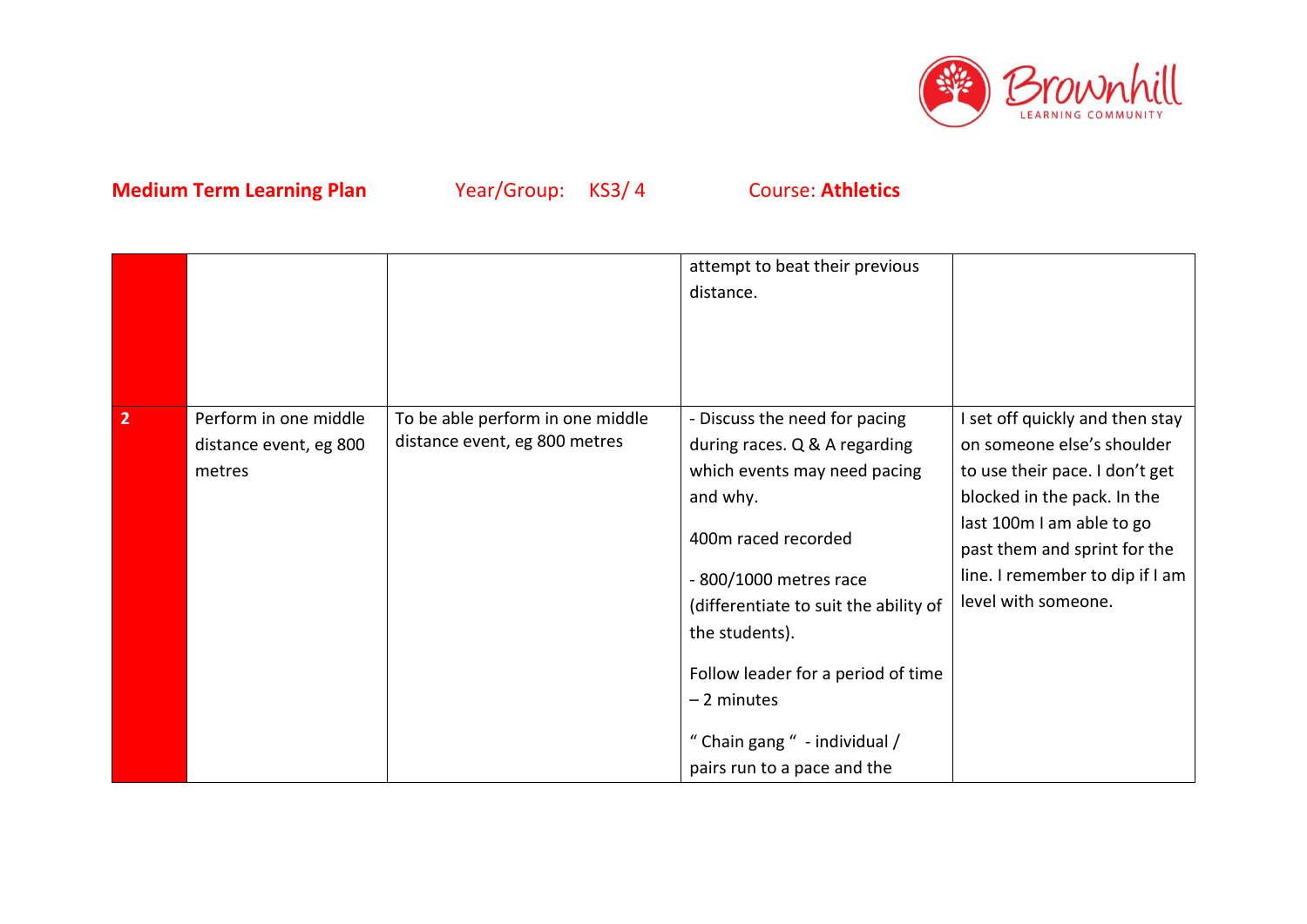**Medium Term Learning Plan** Year/Group: KS3/ 4 Course: **Athletics**

| | | | | |
|---|---|---|---|---|
| | | | attempt to beat their previous distance. | |
| **2** | Perform in one middle distance event, eg 800 metres | To be able perform in one middle distance event, eg 800 metres | - Discuss the need for pacing during races. Q & A regarding which events may need pacing and why.<br><br>400m raced recorded<br><br>- 800/1000 metres race (differentiate to suit the ability of the students).<br><br>Follow leader for a period of time – 2 minutes<br><br>" Chain gang " - individual / pairs run to a pace and the | I set off quickly and then stay on someone else's shoulder to use their pace. I don't get blocked in the pack. In the last 100m I am able to go past them and sprint for the line. I remember to dip if I am level with someone. |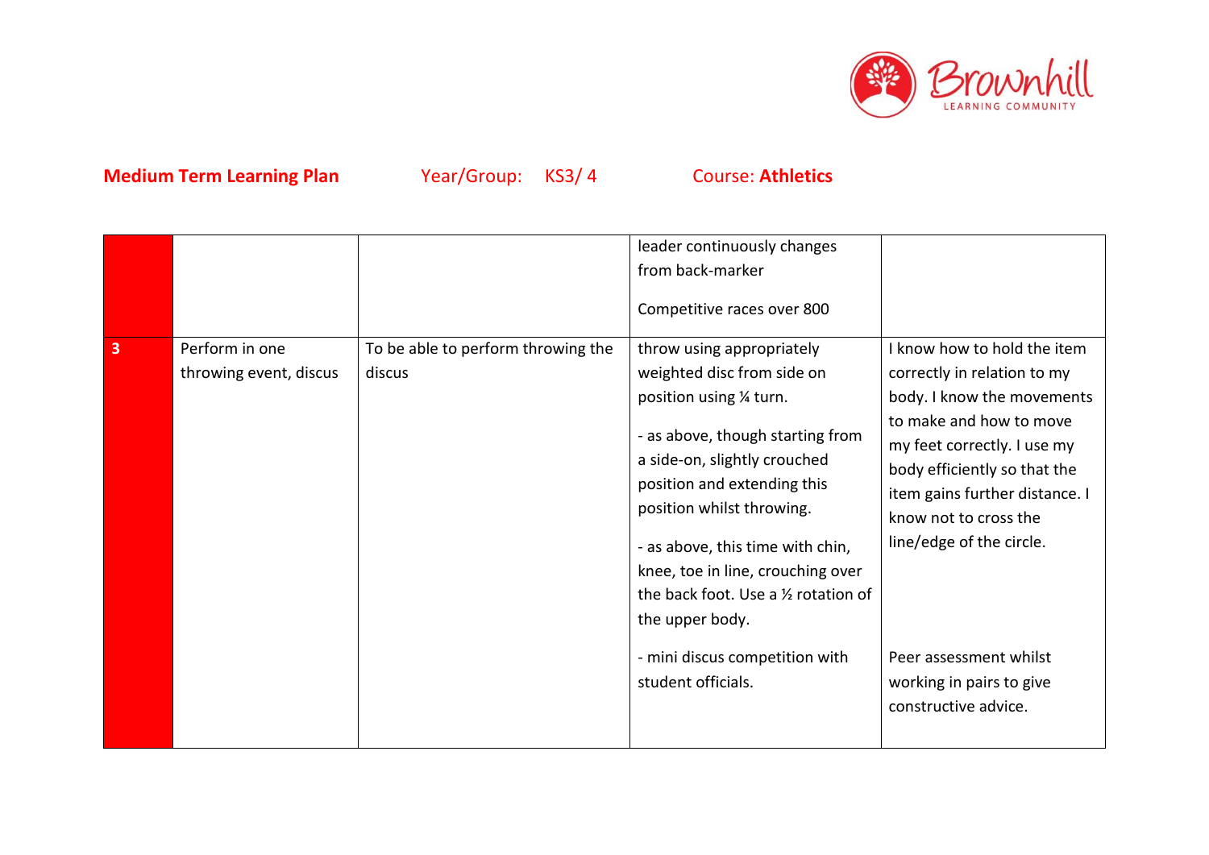**Medium Term Learning Plan** Year/Group: KS3/ 4 Course: **Athletics**

| | | | | |
|---|---|---|---|---|
| | | | leader continuously changes from back-marker<br><br>Competitive races over 800 | |
| **3** | Perform in one throwing event, discus | To be able to perform throwing the discus | throw using appropriately weighted disc from side on position using ¼ turn.<br><br>- as above, though starting from a side-on, slightly crouched position and extending this position whilst throwing.<br><br>- as above, this time with chin, knee, toe in line, crouching over the back foot. Use a ½ rotation of the upper body.<br><br>- mini discus competition with student officials. | I know how to hold the item correctly in relation to my body. I know the movements to make and how to move my feet correctly. I use my body efficiently so that the item gains further distance. I know not to cross the line/edge of the circle.<br><br>Peer assessment whilst working in pairs to give constructive advice. |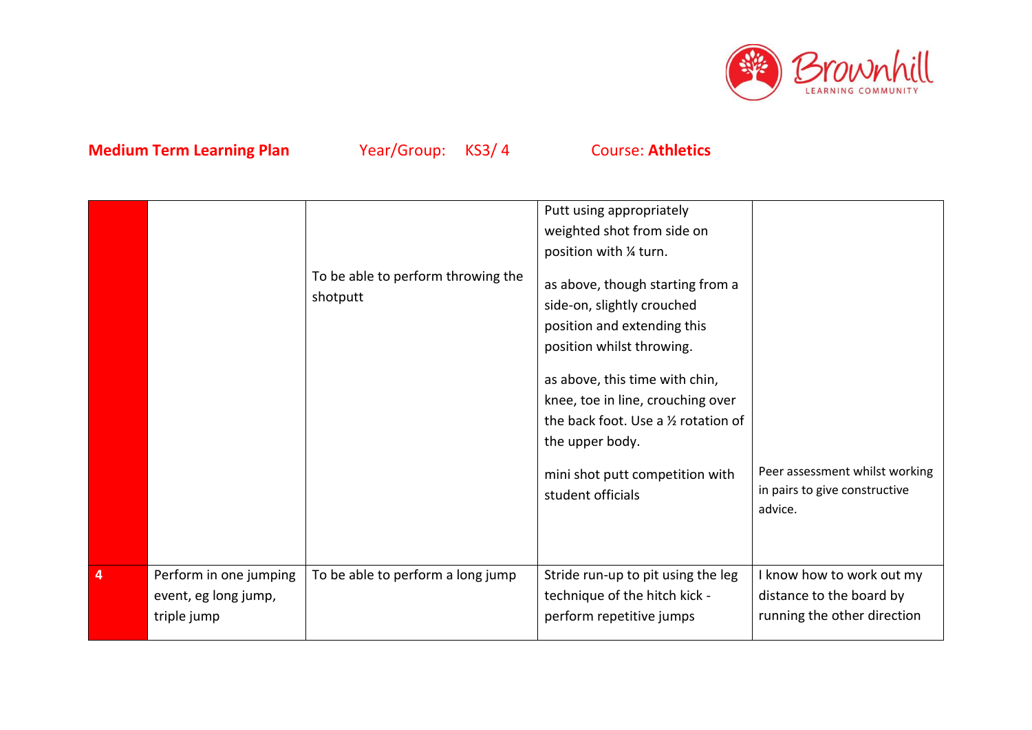**Medium Term Learning Plan** Year/Group: KS3/ 4 Course: **Athletics**

| | | | | |
|---|---|---|---|---|
| | | To be able to perform throwing the shotputt | Putt using appropriately weighted shot from side on position with ¼ turn.<br><br>as above, though starting from a side-on, slightly crouched position and extending this position whilst throwing.<br><br>as above, this time with chin, knee, toe in line, crouching over the back foot. Use a ½ rotation of the upper body.<br><br>mini shot putt competition with student officials | Peer assessment whilst working in pairs to give constructive advice. |
| **4** | Perform in one jumping event, eg long jump, triple jump | To be able to perform a long jump | Stride run-up to pit using the leg technique of the hitch kick - perform repetitive jumps | I know how to work out my distance to the board by running the other direction |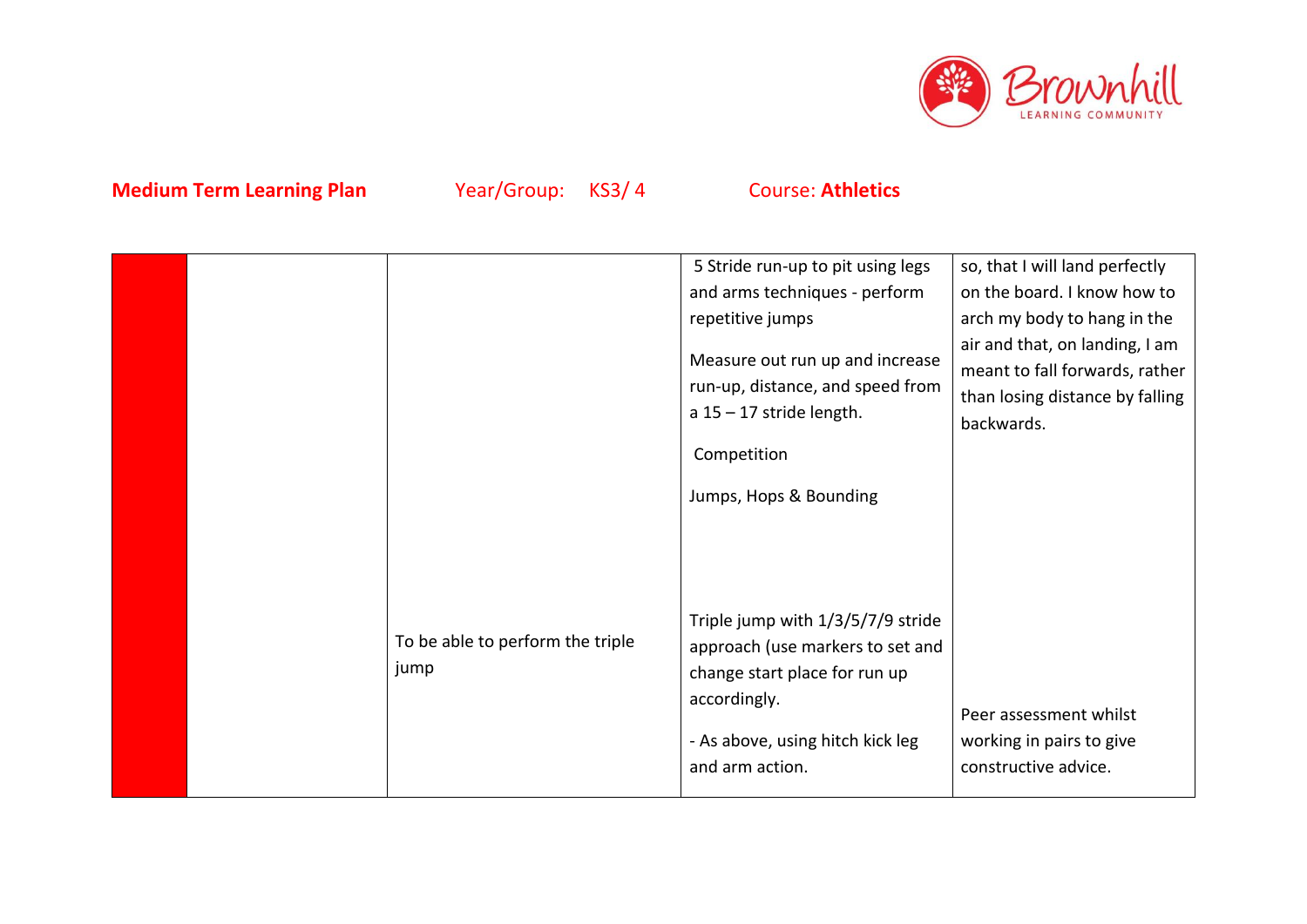**Medium Term Learning Plan** Year/Group: KS3/ 4 Course: **Athletics**

| | | | | |
|---|---|---|---|---|
| | | | 5 Stride run-up to pit using legs and arms techniques - perform repetitive jumps<br><br>Measure out run up and increase run-up, distance, and speed from a 15 – 17 stride length.<br><br>Competition<br><br>Jumps, Hops & Bounding | so, that I will land perfectly on the board. I know how to arch my body to hang in the air and that, on landing, I am meant to fall forwards, rather than losing distance by falling backwards. |
| | | To be able to perform the triple jump | Triple jump with 1/3/5/7/9 stride approach (use markers to set and change start place for run up accordingly.<br><br>- As above, using hitch kick leg and arm action. | Peer assessment whilst working in pairs to give constructive advice. |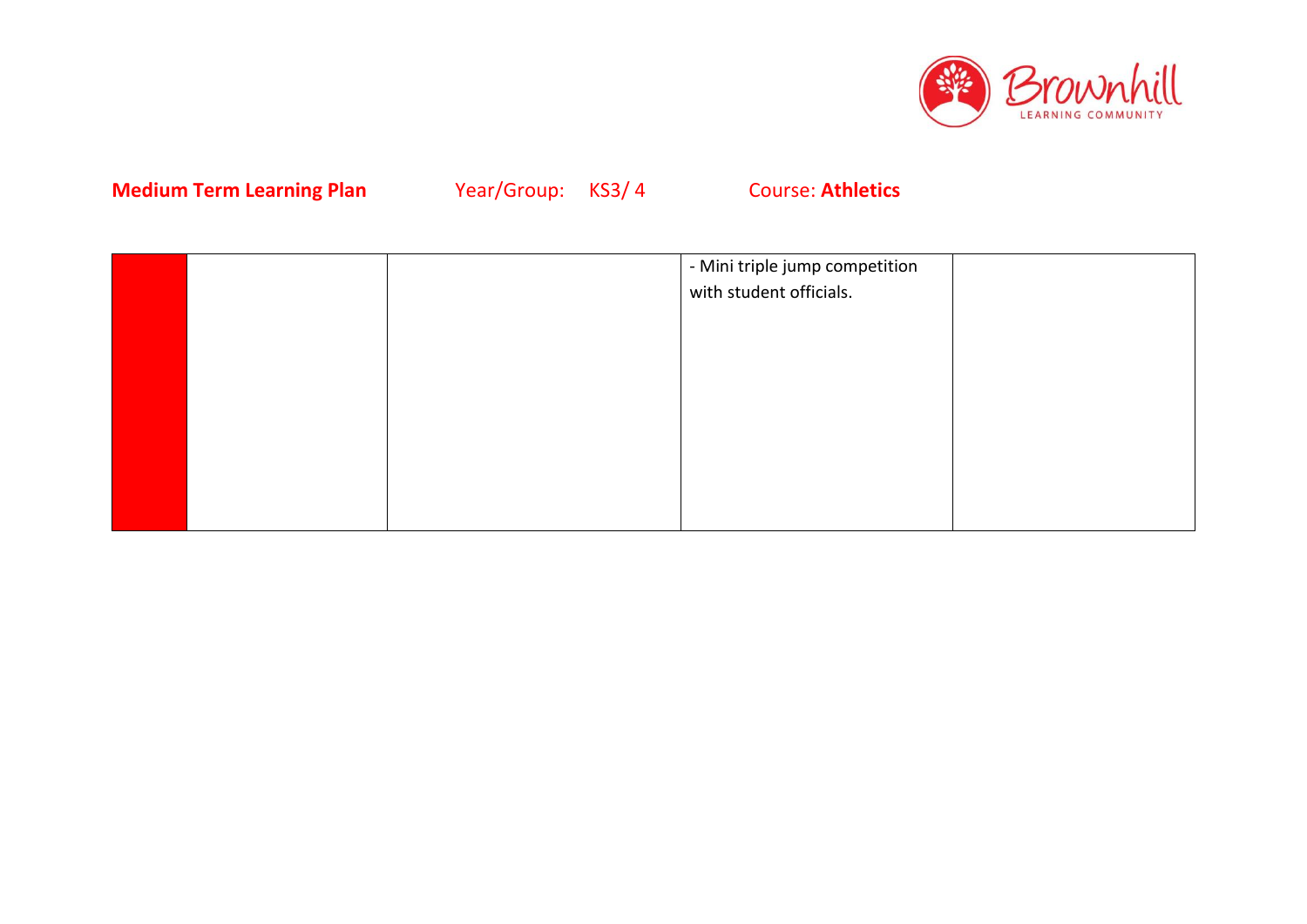**Medium Term Learning Plan** Year/Group: KS3/ 4 Course: **Athletics**

| | | | | |
|---|---|---|---|---|
| | | | - Mini triple jump competition with student officials. | |